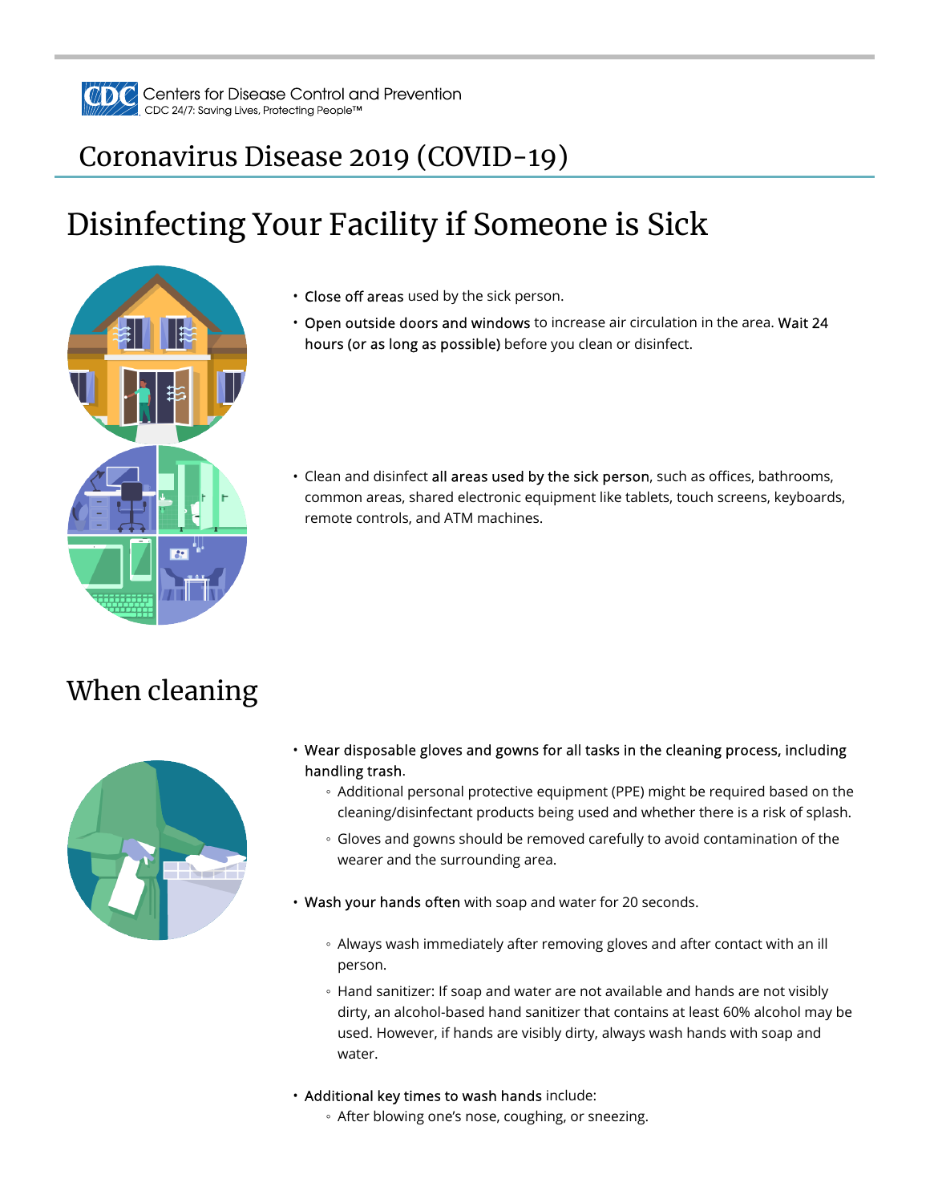Centers for Disease Control and Prevention
CDC 24/7: Saving Lives, Protecting People™

# Coronavirus Disease 2019 (COVID-19)

## Disinfecting Your Facility if Someone is Sick

- **Close off areas** used by the sick person.
- **Open outside doors and windows** to increase air circulation in the area. **Wait 24 hours (or as long as possible)** before you clean or disinfect.

- Clean and disinfect **all areas used by the sick person**, such as offices, bathrooms, common areas, shared electronic equipment like tablets, touch screens, keyboards, remote controls, and ATM machines.

## When cleaning

- **Wear disposable gloves and gowns for all tasks in the cleaning process, including handling trash.**
  - Additional personal protective equipment (PPE) might be required based on the cleaning/disinfectant products being used and whether there is a risk of splash.
  - Gloves and gowns should be removed carefully to avoid contamination of the wearer and the surrounding area.
- **Wash your hands often** with soap and water for 20 seconds.
  - Always wash immediately after removing gloves and after contact with an ill person.
  - Hand sanitizer: If soap and water are not available and hands are not visibly dirty, an alcohol-based hand sanitizer that contains at least 60% alcohol may be used. However, if hands are visibly dirty, always wash hands with soap and water.
- **Additional key times to wash hands** include:
  - After blowing one's nose, coughing, or sneezing.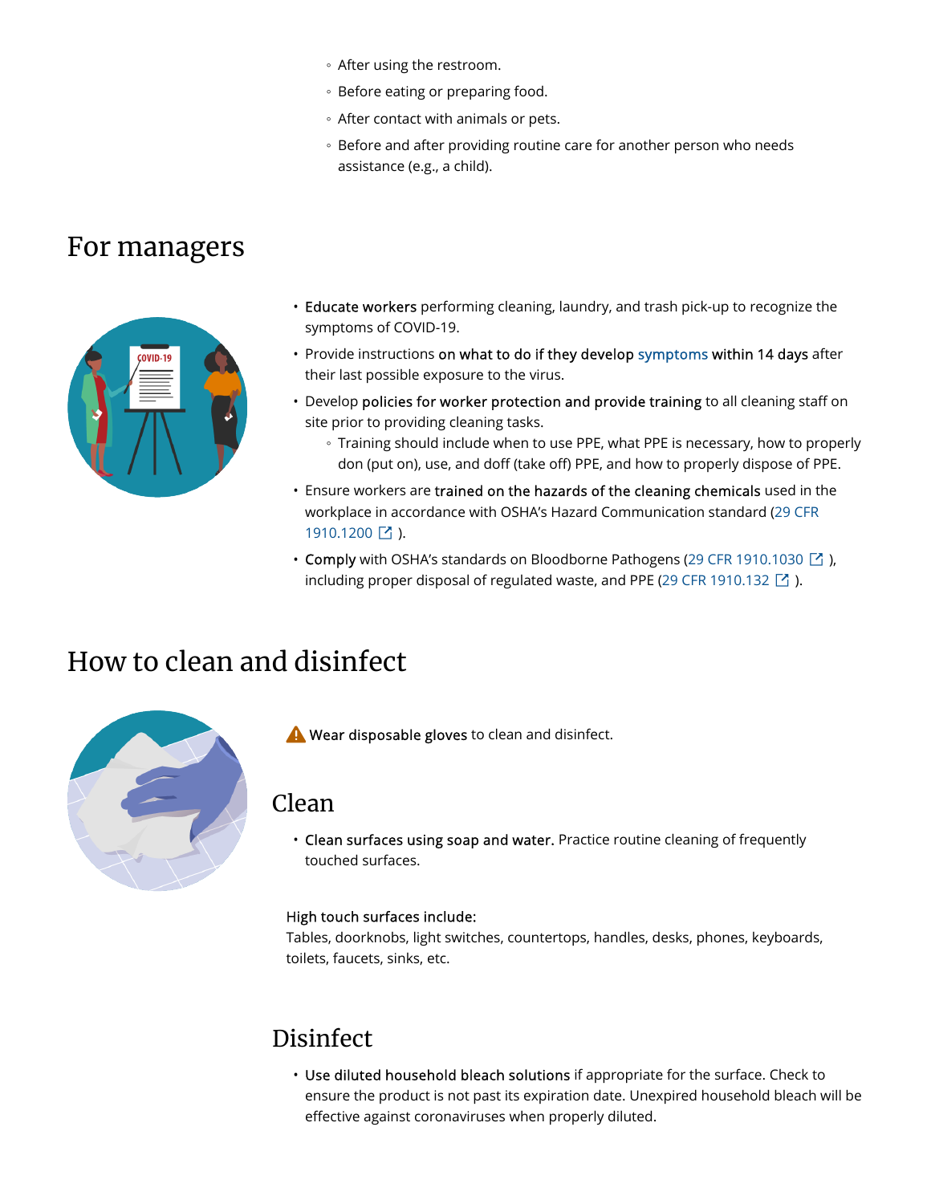- After using the restroom.
- Before eating or preparing food.
- After contact with animals or pets.
- Before and after providing routine care for another person who needs assistance (e.g., a child).

## For managers

- **Educate workers** performing cleaning, laundry, and trash pick-up to recognize the symptoms of COVID-19.
- Provide instructions **on what to do if they develop symptoms within 14 days** after their last possible exposure to the virus.
- Develop **policies for worker protection and provide training** to all cleaning staff on site prior to providing cleaning tasks.
  - Training should include when to use PPE, what PPE is necessary, how to properly don (put on), use, and doff (take off) PPE, and how to properly dispose of PPE.
- Ensure workers are **trained on the hazards of the cleaning chemicals** used in the workplace in accordance with OSHA's Hazard Communication standard (29 CFR 1910.1200).
- **Comply** with OSHA's standards on Bloodborne Pathogens (29 CFR 1910.1030), including proper disposal of regulated waste, and PPE (29 CFR 1910.132).

## How to clean and disinfect

⚠ **Wear disposable gloves** to clean and disinfect.

### Clean

- **Clean surfaces using soap and water.** Practice routine cleaning of frequently touched surfaces.

High touch surfaces include:
Tables, doorknobs, light switches, countertops, handles, desks, phones, keyboards, toilets, faucets, sinks, etc.

### Disinfect

- **Use diluted household bleach solutions** if appropriate for the surface. Check to ensure the product is not past its expiration date. Unexpired household bleach will be effective against coronaviruses when properly diluted.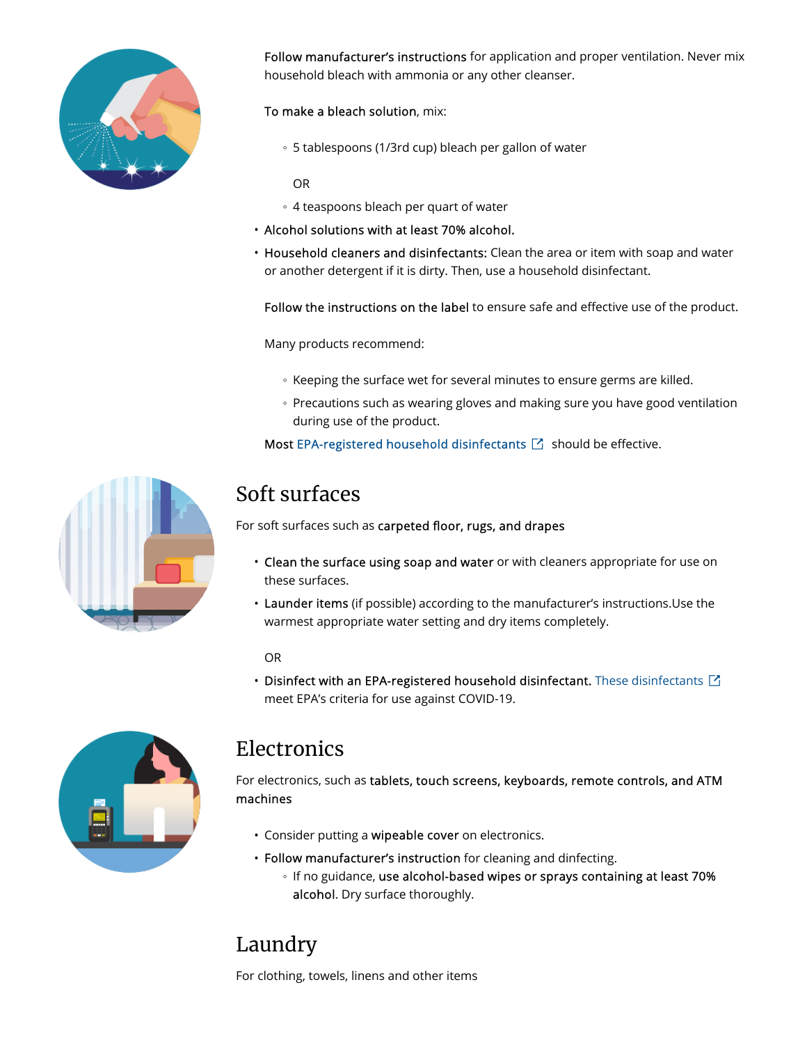**Follow manufacturer's instructions** for application and proper ventilation. Never mix household bleach with ammonia or any other cleanser.

**To make a bleach solution**, mix:

- 5 tablespoons (1/3rd cup) bleach per gallon of water

  OR

- 4 teaspoons bleach per quart of water

- **Alcohol solutions with at least 70% alcohol.**
- **Household cleaners and disinfectants:** Clean the area or item with soap and water or another detergent if it is dirty. Then, use a household disinfectant.

  **Follow the instructions on the label** to ensure safe and effective use of the product.

  Many products recommend:

  - Keeping the surface wet for several minutes to ensure germs are killed.
  - Precautions such as wearing gloves and making sure you have good ventilation during use of the product.

  **Most EPA-registered household disinfectants** should be effective.

## Soft surfaces

For soft surfaces such as **carpeted floor, rugs, and drapes**

- **Clean the surface using soap and water** or with cleaners appropriate for use on these surfaces.
- **Launder items** (if possible) according to the manufacturer's instructions.Use the warmest appropriate water setting and dry items completely.

  OR

- **Disinfect with an EPA-registered household disinfectant.** These disinfectants meet EPA's criteria for use against COVID-19.

## Electronics

For electronics, such as **tablets, touch screens, keyboards, remote controls, and ATM machines**

- Consider putting a **wipeable cover** on electronics.
- **Follow manufacturer's instruction** for cleaning and dinfecting.
  - If no guidance, **use alcohol-based wipes or sprays containing at least 70% alcohol**. Dry surface thoroughly.

## Laundry

For clothing, towels, linens and other items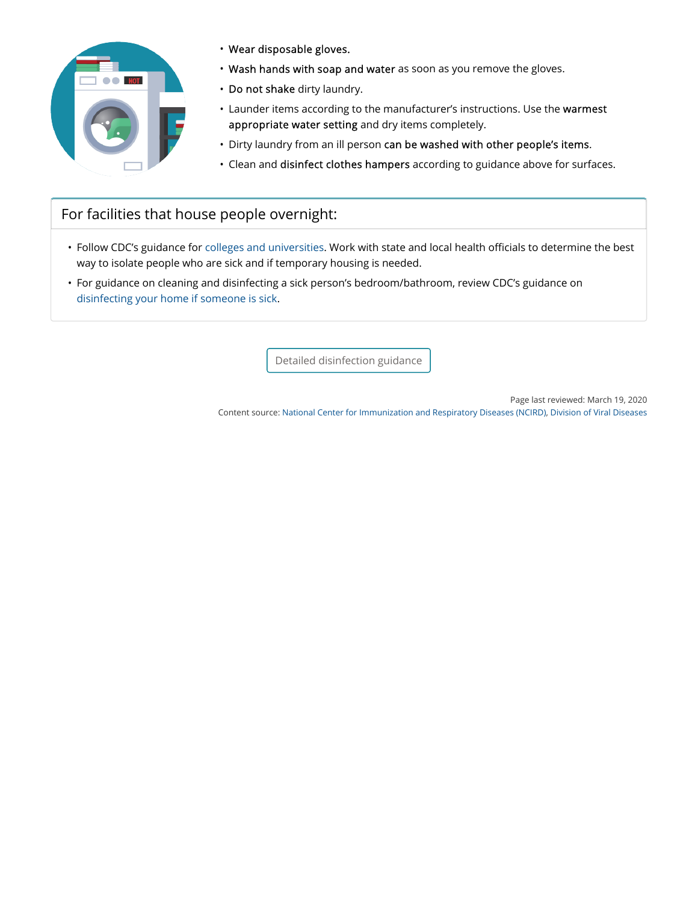- **Wear disposable gloves.**
- **Wash hands with soap and water** as soon as you remove the gloves.
- **Do not shake** dirty laundry.
- Launder items according to the manufacturer's instructions. Use the **warmest appropriate water setting** and dry items completely.
- Dirty laundry from an ill person **can be washed with other people's items.**
- Clean and **disinfect clothes hampers** according to guidance above for surfaces.

## For facilities that house people overnight:

- Follow CDC's guidance for colleges and universities. Work with state and local health officials to determine the best way to isolate people who are sick and if temporary housing is needed.
- For guidance on cleaning and disinfecting a sick person's bedroom/bathroom, review CDC's guidance on disinfecting your home if someone is sick.

Detailed disinfection guidance

Page last reviewed: March 19, 2020

Content source: National Center for Immunization and Respiratory Diseases (NCIRD), Division of Viral Diseases